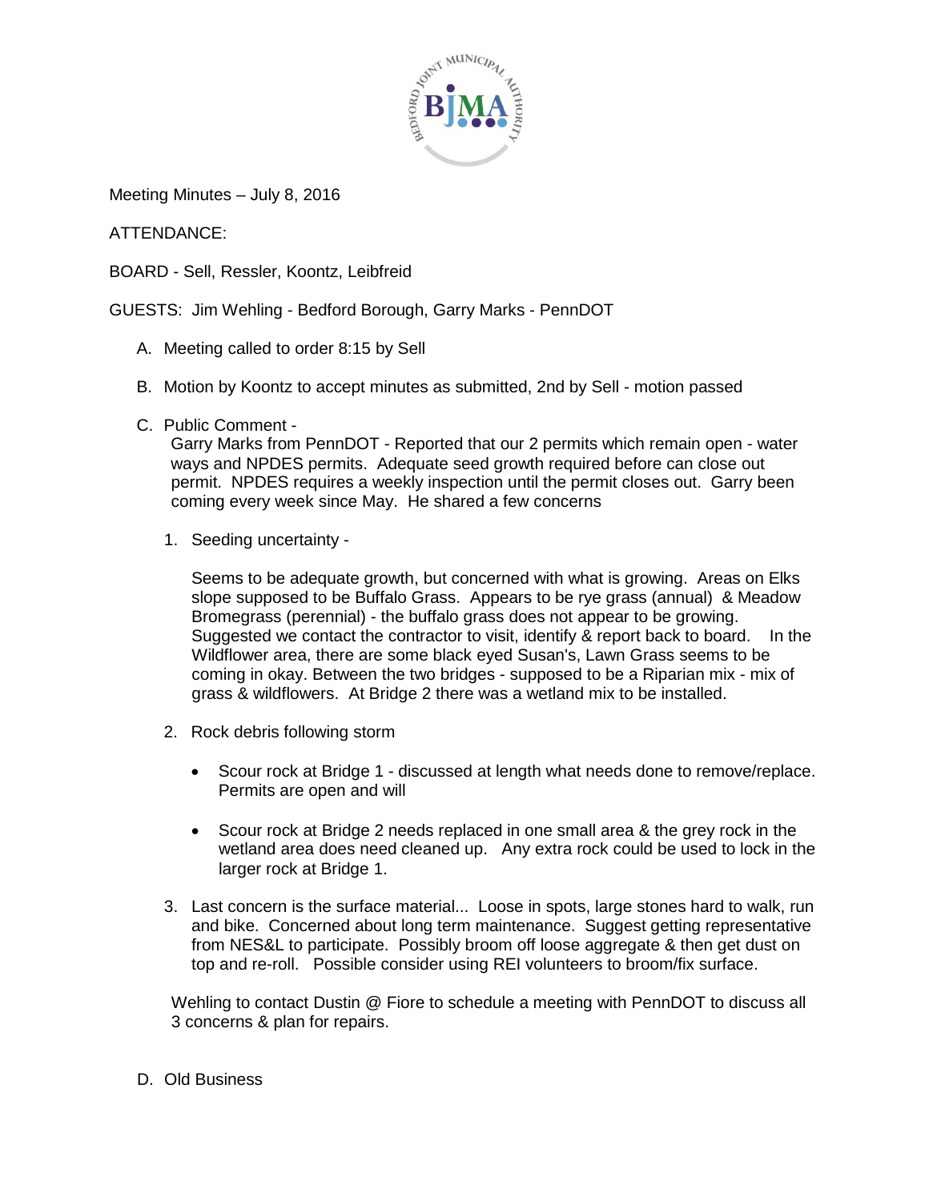Meeting Minutes – July 8, 2016

ATTENDANCE:

BOARD - Sell, Ressler, Koontz, Leibfreid

GUESTS: Jim Wehling - Bedford Borough, Garry Marks - PennDOT

A. Meeting called to order 8:15 by Sell

B. Motion by Koontz to accept minutes as submitted, 2nd by Sell - motion passed

C. Public Comment -

   Garry Marks from PennDOT - Reported that our 2 permits which remain open - water ways and NPDES permits. Adequate seed growth required before can close out permit. NPDES requires a weekly inspection until the permit closes out. Garry been coming every week since May. He shared a few concerns

   1. Seeding uncertainty -

      Seems to be adequate growth, but concerned with what is growing. Areas on Elks slope supposed to be Buffalo Grass. Appears to be rye grass (annual) & Meadow Bromegrass (perennial) - the buffalo grass does not appear to be growing. Suggested we contact the contractor to visit, identify & report back to board. In the Wildflower area, there are some black eyed Susan's, Lawn Grass seems to be coming in okay. Between the two bridges - supposed to be a Riparian mix - mix of grass & wildflowers. At Bridge 2 there was a wetland mix to be installed.

   2. Rock debris following storm

      - Scour rock at Bridge 1 - discussed at length what needs done to remove/replace. Permits are open and will
      - Scour rock at Bridge 2 needs replaced in one small area & the grey rock in the wetland area does need cleaned up. Any extra rock could be used to lock in the larger rock at Bridge 1.

   3. Last concern is the surface material... Loose in spots, large stones hard to walk, run and bike. Concerned about long term maintenance. Suggest getting representative from NES&L to participate. Possibly broom off loose aggregate & then get dust on top and re-roll. Possible consider using REI volunteers to broom/fix surface.

   Wehling to contact Dustin @ Fiore to schedule a meeting with PennDOT to discuss all 3 concerns & plan for repairs.

D. Old Business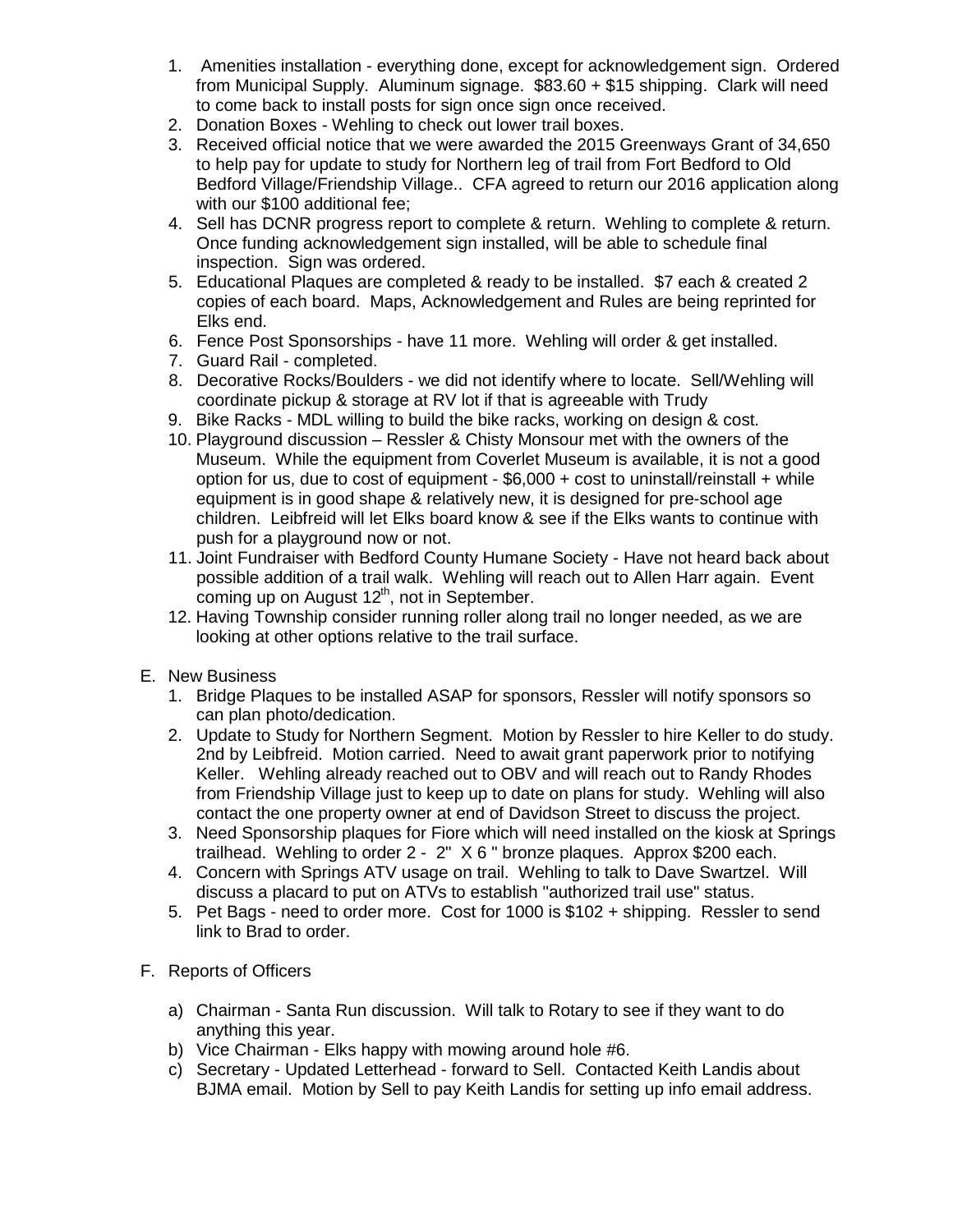1. Amenities installation - everything done, except for acknowledgement sign. Ordered from Municipal Supply. Aluminum signage. $83.60 + $15 shipping. Clark will need to come back to install posts for sign once sign once received.
2. Donation Boxes - Wehling to check out lower trail boxes.
3. Received official notice that we were awarded the 2015 Greenways Grant of 34,650 to help pay for update to study for Northern leg of trail from Fort Bedford to Old Bedford Village/Friendship Village.. CFA agreed to return our 2016 application along with our $100 additional fee;
4. Sell has DCNR progress report to complete & return. Wehling to complete & return. Once funding acknowledgement sign installed, will be able to schedule final inspection. Sign was ordered.
5. Educational Plaques are completed & ready to be installed. $7 each & created 2 copies of each board. Maps, Acknowledgement and Rules are being reprinted for Elks end.
6. Fence Post Sponsorships - have 11 more. Wehling will order & get installed.
7. Guard Rail - completed.
8. Decorative Rocks/Boulders - we did not identify where to locate. Sell/Wehling will coordinate pickup & storage at RV lot if that is agreeable with Trudy
9. Bike Racks - MDL willing to build the bike racks, working on design & cost.
10. Playground discussion – Ressler & Chisty Monsour met with the owners of the Museum. While the equipment from Coverlet Museum is available, it is not a good option for us, due to cost of equipment - $6,000 + cost to uninstall/reinstall + while equipment is in good shape & relatively new, it is designed for pre-school age children. Leibfreid will let Elks board know & see if the Elks wants to continue with push for a playground now or not.
11. Joint Fundraiser with Bedford County Humane Society - Have not heard back about possible addition of a trail walk. Wehling will reach out to Allen Harr again. Event coming up on August 12th, not in September.
12. Having Township consider running roller along trail no longer needed, as we are looking at other options relative to the trail surface.

E. New Business
   1. Bridge Plaques to be installed ASAP for sponsors, Ressler will notify sponsors so can plan photo/dedication.
   2. Update to Study for Northern Segment. Motion by Ressler to hire Keller to do study. 2nd by Leibfreid. Motion carried. Need to await grant paperwork prior to notifying Keller. Wehling already reached out to OBV and will reach out to Randy Rhodes from Friendship Village just to keep up to date on plans for study. Wehling will also contact the one property owner at end of Davidson Street to discuss the project.
   3. Need Sponsorship plaques for Fiore which will need installed on the kiosk at Springs trailhead. Wehling to order 2 - 2" X 6 " bronze plaques. Approx $200 each.
   4. Concern with Springs ATV usage on trail. Wehling to talk to Dave Swartzel. Will discuss a placard to put on ATVs to establish "authorized trail use" status.
   5. Pet Bags - need to order more. Cost for 1000 is $102 + shipping. Ressler to send link to Brad to order.

F. Reports of Officers

   a) Chairman - Santa Run discussion. Will talk to Rotary to see if they want to do anything this year.
   b) Vice Chairman - Elks happy with mowing around hole #6.
   c) Secretary - Updated Letterhead - forward to Sell. Contacted Keith Landis about BJMA email. Motion by Sell to pay Keith Landis for setting up info email address.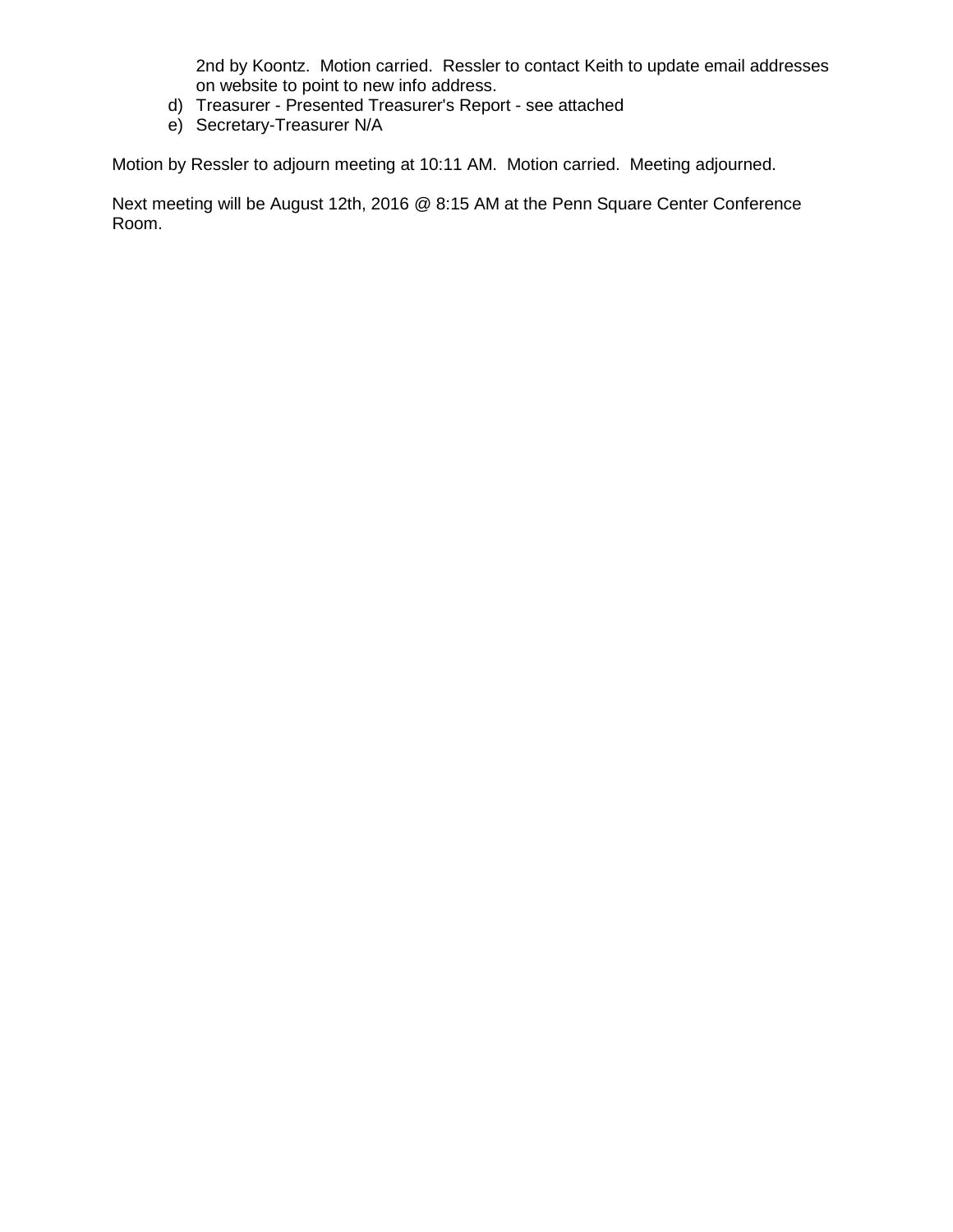2nd by Koontz. Motion carried. Ressler to contact Keith to update email addresses on website to point to new info address.

d) Treasurer - Presented Treasurer's Report - see attached
e) Secretary-Treasurer N/A

Motion by Ressler to adjourn meeting at 10:11 AM. Motion carried. Meeting adjourned.

Next meeting will be August 12th, 2016 @ 8:15 AM at the Penn Square Center Conference Room.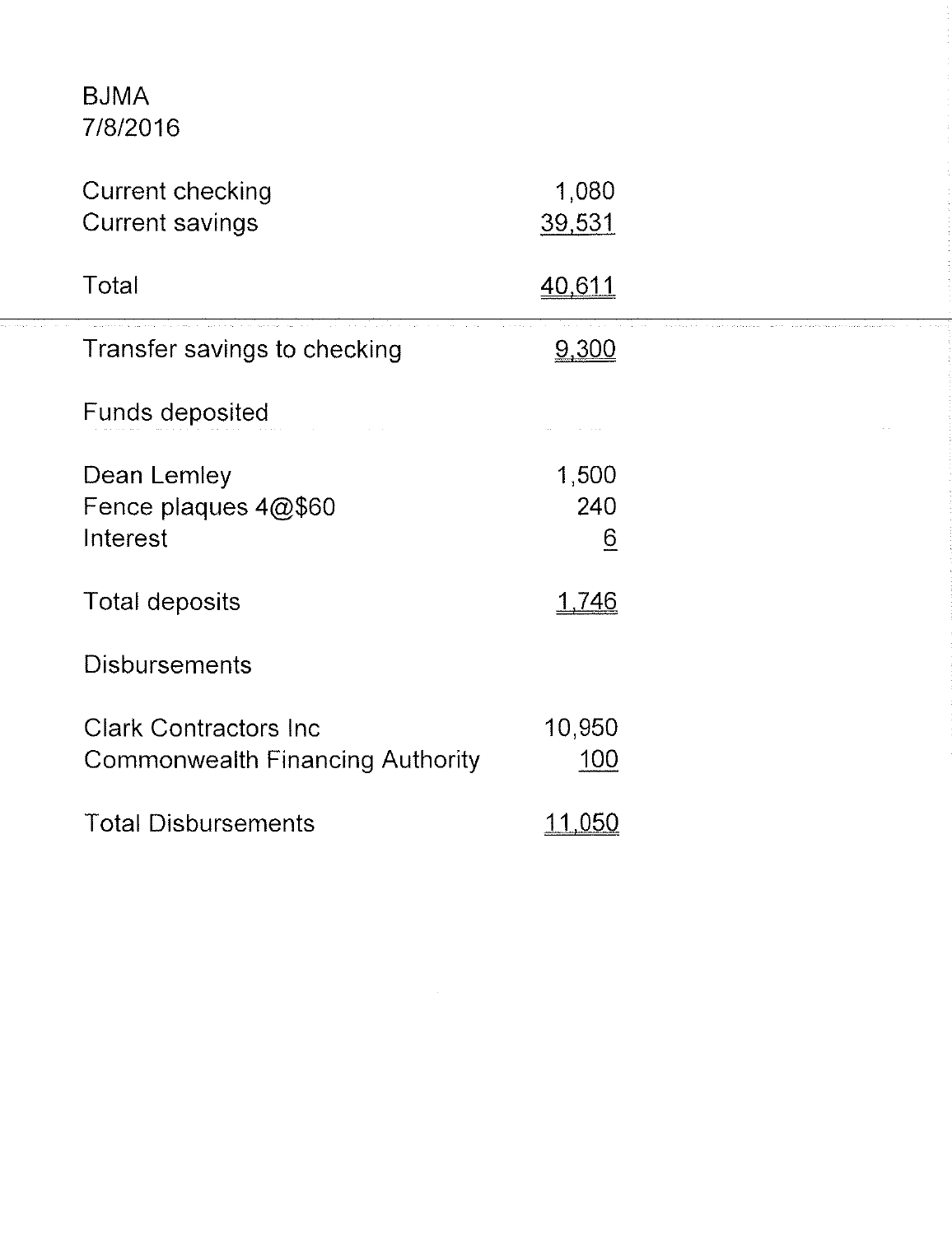BJMA
7/8/2016

| | |
|---|---:|
| Current checking | 1,080 |
| Current savings | 39,531 |
| | |
| Total | 40,611 |

---

| | |
|---|---:|
| Transfer savings to checking | 9,300 |

Funds deposited

| | |
|---|---:|
| Dean Lemley | 1,500 |
| Fence plaques 4@$60 | 240 |
| Interest | 6 |
| | |
| Total deposits | 1,746 |

Disbursements

| | |
|---|---:|
| Clark Contractors Inc | 10,950 |
| Commonwealth Financing Authority | 100 |
| | |
| Total Disbursements | 11,050 |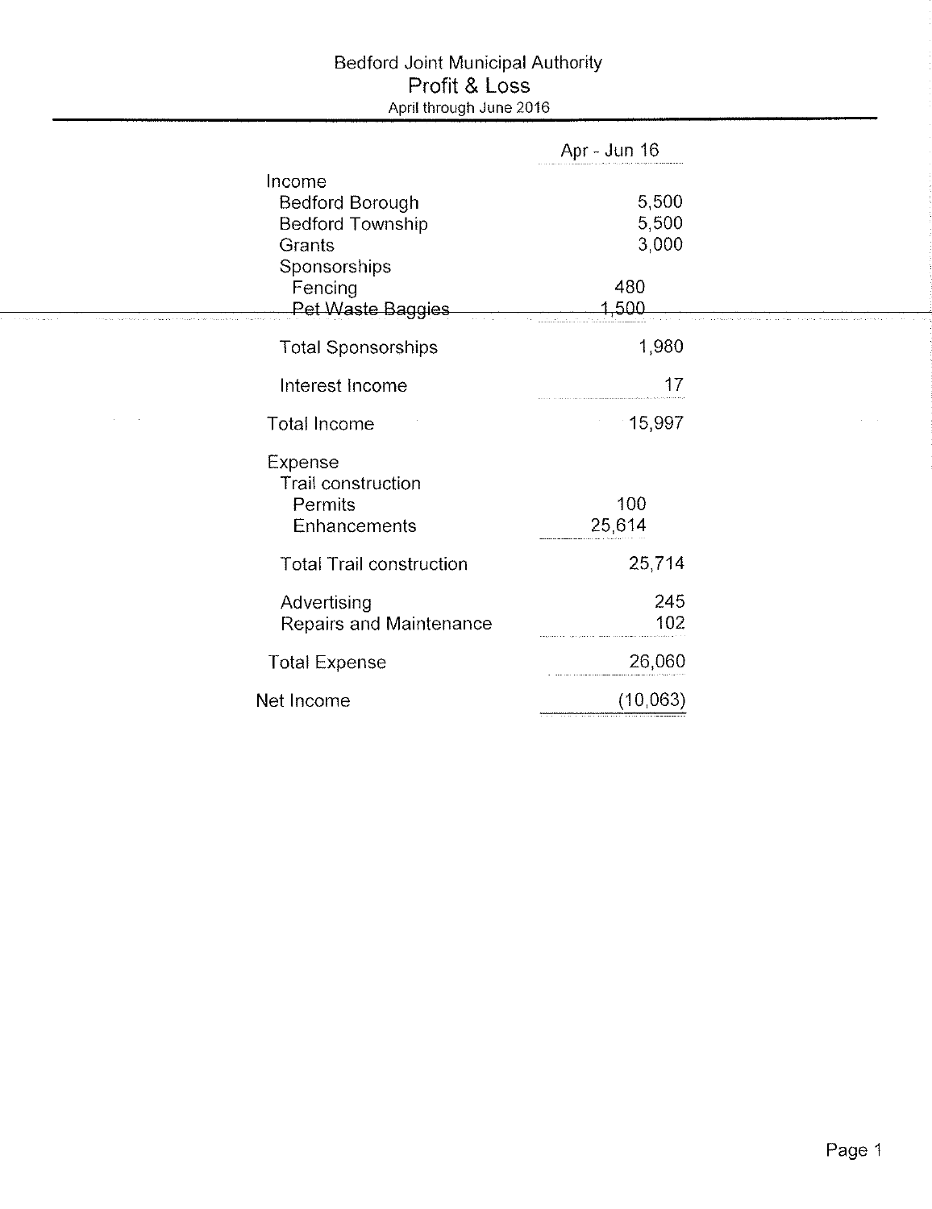# Bedford Joint Municipal Authority

## Profit & Loss

April through June 2016

| | | Apr - Jun 16 |
|---|---|---|
| **Income** | | |
| Bedford Borough | | 5,500 |
| Bedford Township | | 5,500 |
| Grants | | 3,000 |
| Sponsorships | | |
| Fencing | 480 | |
| Pet Waste Baggies | 1,500 | |
| Total Sponsorships | | 1,980 |
| Interest Income | | 17 |
| **Total Income** | | 15,997 |
| **Expense** | | |
| Trail construction | | |
| Permits | 100 | |
| Enhancements | 25,614 | |
| Total Trail construction | | 25,714 |
| Advertising | | 245 |
| Repairs and Maintenance | | 102 |
| **Total Expense** | | 26,060 |
| **Net Income** | | (10,063) |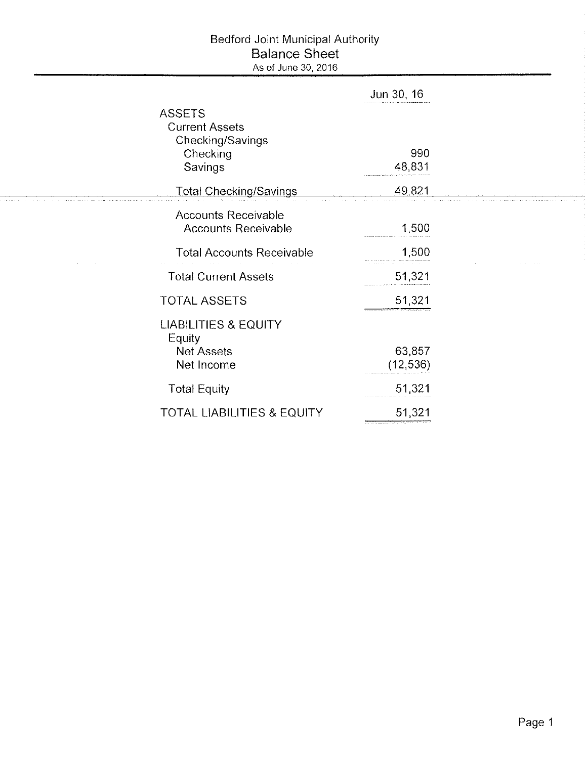# Bedford Joint Municipal Authority

## Balance Sheet

As of June 30, 2016

| | Jun 30, 16 |
|---|---|
| **ASSETS** | |
| Current Assets | |
| Checking/Savings | |
| Checking | 990 |
| Savings | 48,831 |
| Total Checking/Savings | 49,821 |
| Accounts Receivable | |
| Accounts Receivable | 1,500 |
| Total Accounts Receivable | 1,500 |
| Total Current Assets | 51,321 |
| **TOTAL ASSETS** | 51,321 |
| **LIABILITIES & EQUITY** | |
| Equity | |
| Net Assets | 63,857 |
| Net Income | (12,536) |
| Total Equity | 51,321 |
| **TOTAL LIABILITIES & EQUITY** | 51,321 |